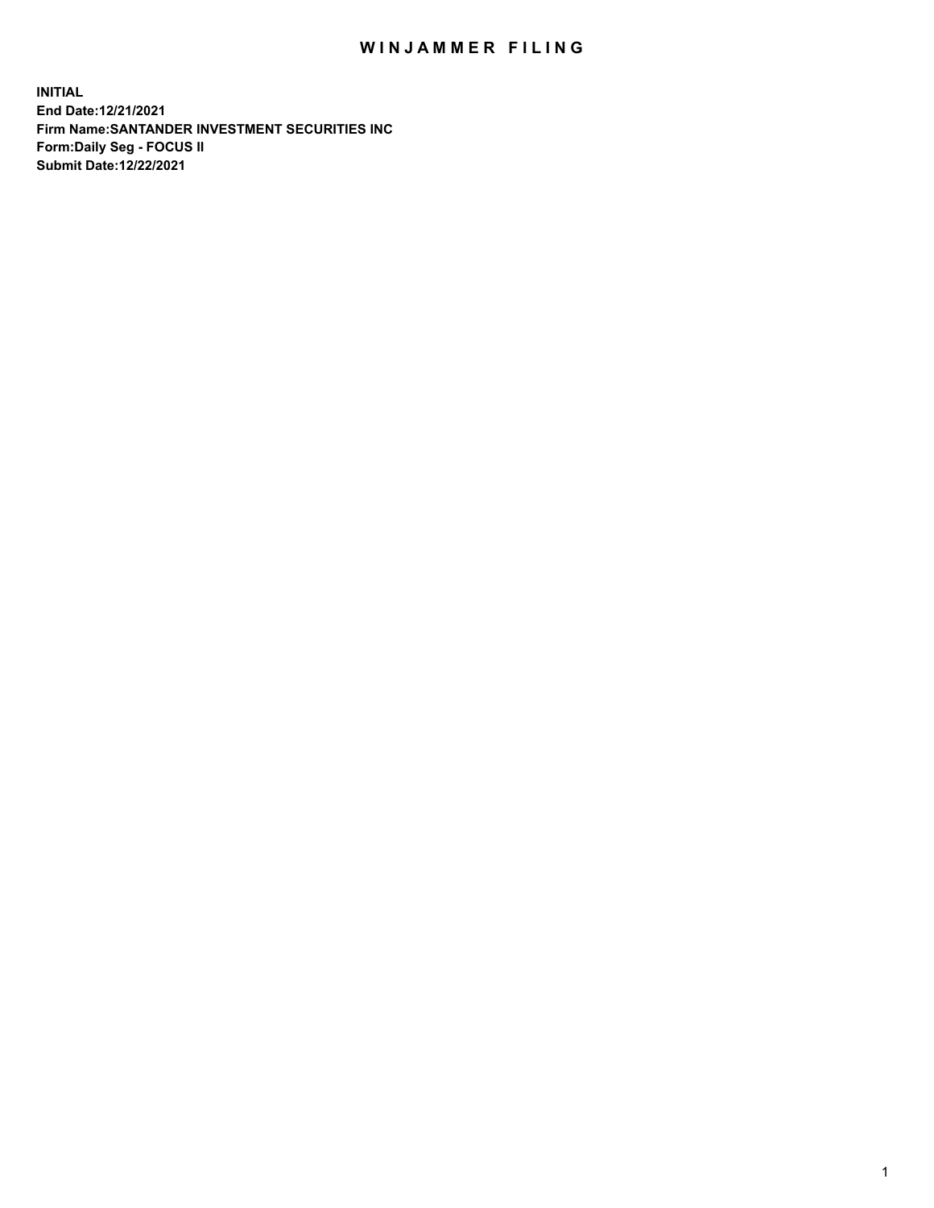# WINJAMMER FILING

**INITIAL**
**End Date:12/21/2021**
**Firm Name:SANTANDER INVESTMENT SECURITIES INC**
**Form:Daily Seg - FOCUS II**
**Submit Date:12/22/2021**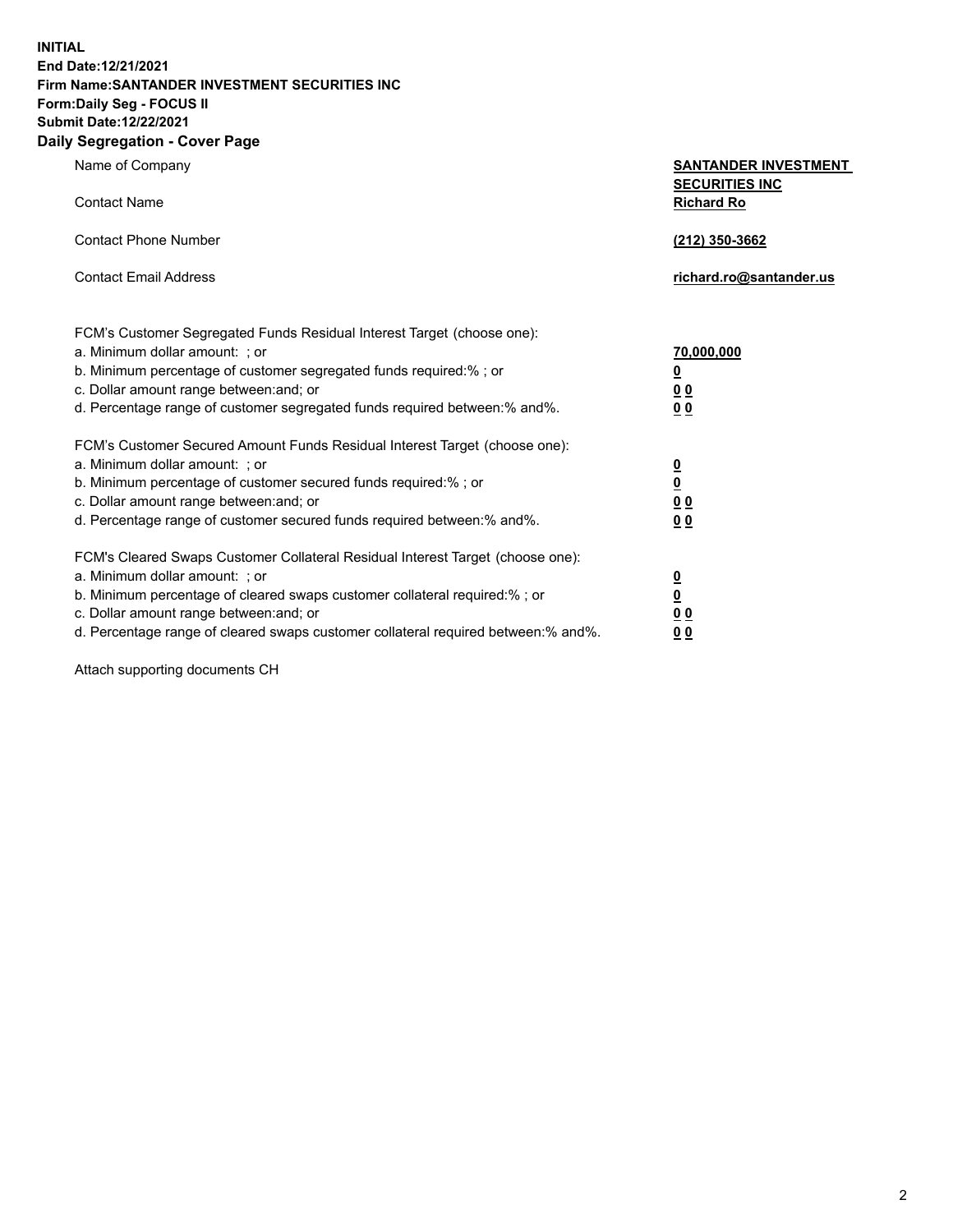**INITIAL**
**End Date:12/21/2021**
**Firm Name:SANTANDER INVESTMENT SECURITIES INC**
**Form:Daily Seg - FOCUS II**
**Submit Date:12/22/2021**

## Daily Segregation - Cover Page

| | |
|---|---|
| Name of Company | **SANTANDER INVESTMENT SECURITIES INC** |
| Contact Name | **Richard Ro** |
| Contact Phone Number | **(212) 350-3662** |
| Contact Email Address | **richard.ro@santander.us** |

| | |
|---|---|
| FCM's Customer Segregated Funds Residual Interest Target (choose one): | |
| a. Minimum dollar amount: ; or | **70,000,000** |
| b. Minimum percentage of customer segregated funds required:% ; or | **0** |
| c. Dollar amount range between:and; or | **0 0** |
| d. Percentage range of customer segregated funds required between:% and%. | **0 0** |
| FCM's Customer Secured Amount Funds Residual Interest Target (choose one): | |
| a. Minimum dollar amount: ; or | **0** |
| b. Minimum percentage of customer secured funds required:% ; or | **0** |
| c. Dollar amount range between:and; or | **0 0** |
| d. Percentage range of customer secured funds required between:% and%. | **0 0** |
| FCM's Cleared Swaps Customer Collateral Residual Interest Target (choose one): | |
| a. Minimum dollar amount: ; or | **0** |
| b. Minimum percentage of cleared swaps customer collateral required:% ; or | **0** |
| c. Dollar amount range between:and; or | **0 0** |
| d. Percentage range of cleared swaps customer collateral required between:% and%. | **0 0** |

Attach supporting documents CH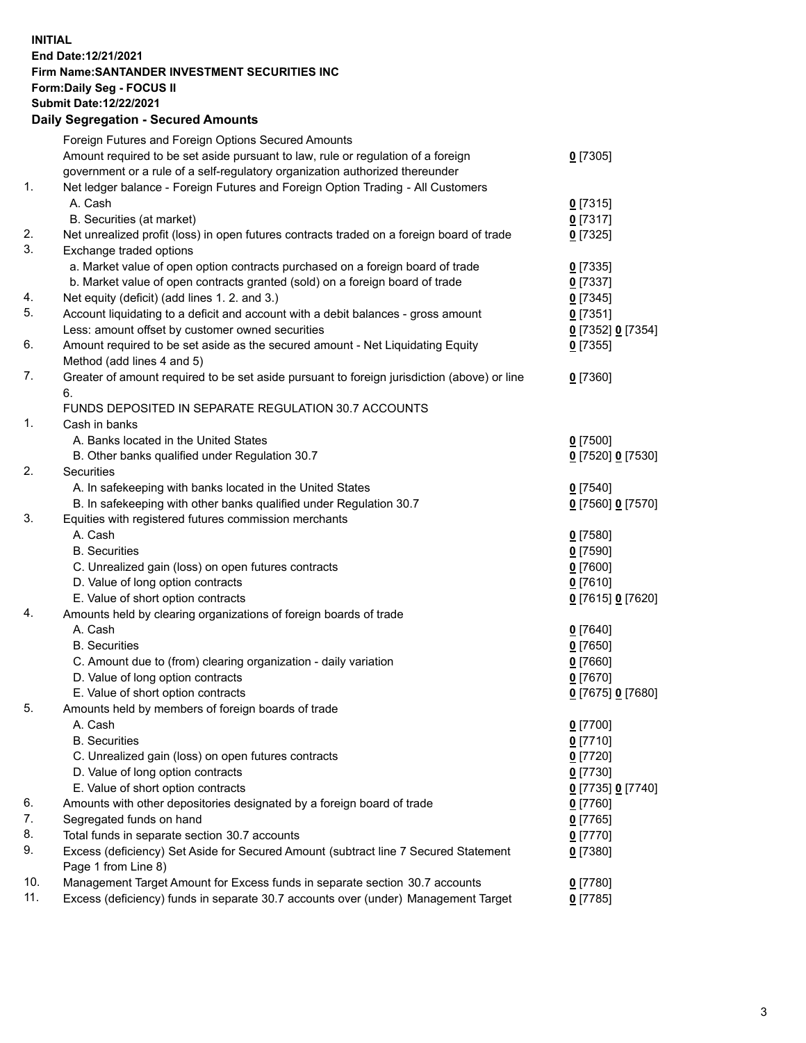**INITIAL**
**End Date:12/21/2021**
**Firm Name:SANTANDER INVESTMENT SECURITIES INC**
**Form:Daily Seg - FOCUS II**
**Submit Date:12/22/2021**

## Daily Segregation - Secured Amounts

| | | |
|---|---|---|
| | Foreign Futures and Foreign Options Secured Amounts | |
| | Amount required to be set aside pursuant to law, rule or regulation of a foreign government or a rule of a self-regulatory organization authorized thereunder | 0 [7305] |
| 1. | Net ledger balance - Foreign Futures and Foreign Option Trading - All Customers | |
| | A. Cash | 0 [7315] |
| | B. Securities (at market) | 0 [7317] |
| 2. | Net unrealized profit (loss) in open futures contracts traded on a foreign board of trade | 0 [7325] |
| 3. | Exchange traded options | |
| | a. Market value of open option contracts purchased on a foreign board of trade | 0 [7335] |
| | b. Market value of open contracts granted (sold) on a foreign board of trade | 0 [7337] |
| 4. | Net equity (deficit) (add lines 1. 2. and 3.) | 0 [7345] |
| 5. | Account liquidating to a deficit and account with a debit balances - gross amount | 0 [7351] |
| | Less: amount offset by customer owned securities | 0 [7352] 0 [7354] |
| 6. | Amount required to be set aside as the secured amount - Net Liquidating Equity Method (add lines 4 and 5) | 0 [7355] |
| 7. | Greater of amount required to be set aside pursuant to foreign jurisdiction (above) or line 6. | 0 [7360] |
| | FUNDS DEPOSITED IN SEPARATE REGULATION 30.7 ACCOUNTS | |
| 1. | Cash in banks | |
| | A. Banks located in the United States | 0 [7500] |
| | B. Other banks qualified under Regulation 30.7 | 0 [7520] 0 [7530] |
| 2. | Securities | |
| | A. In safekeeping with banks located in the United States | 0 [7540] |
| | B. In safekeeping with other banks qualified under Regulation 30.7 | 0 [7560] 0 [7570] |
| 3. | Equities with registered futures commission merchants | |
| | A. Cash | 0 [7580] |
| | B. Securities | 0 [7590] |
| | C. Unrealized gain (loss) on open futures contracts | 0 [7600] |
| | D. Value of long option contracts | 0 [7610] |
| | E. Value of short option contracts | 0 [7615] 0 [7620] |
| 4. | Amounts held by clearing organizations of foreign boards of trade | |
| | A. Cash | 0 [7640] |
| | B. Securities | 0 [7650] |
| | C. Amount due to (from) clearing organization - daily variation | 0 [7660] |
| | D. Value of long option contracts | 0 [7670] |
| | E. Value of short option contracts | 0 [7675] 0 [7680] |
| 5. | Amounts held by members of foreign boards of trade | |
| | A. Cash | 0 [7700] |
| | B. Securities | 0 [7710] |
| | C. Unrealized gain (loss) on open futures contracts | 0 [7720] |
| | D. Value of long option contracts | 0 [7730] |
| | E. Value of short option contracts | 0 [7735] 0 [7740] |
| 6. | Amounts with other depositories designated by a foreign board of trade | 0 [7760] |
| 7. | Segregated funds on hand | 0 [7765] |
| 8. | Total funds in separate section 30.7 accounts | 0 [7770] |
| 9. | Excess (deficiency) Set Aside for Secured Amount (subtract line 7 Secured Statement Page 1 from Line 8) | 0 [7380] |
| 10. | Management Target Amount for Excess funds in separate section 30.7 accounts | 0 [7780] |
| 11. | Excess (deficiency) funds in separate 30.7 accounts over (under) Management Target | 0 [7785] |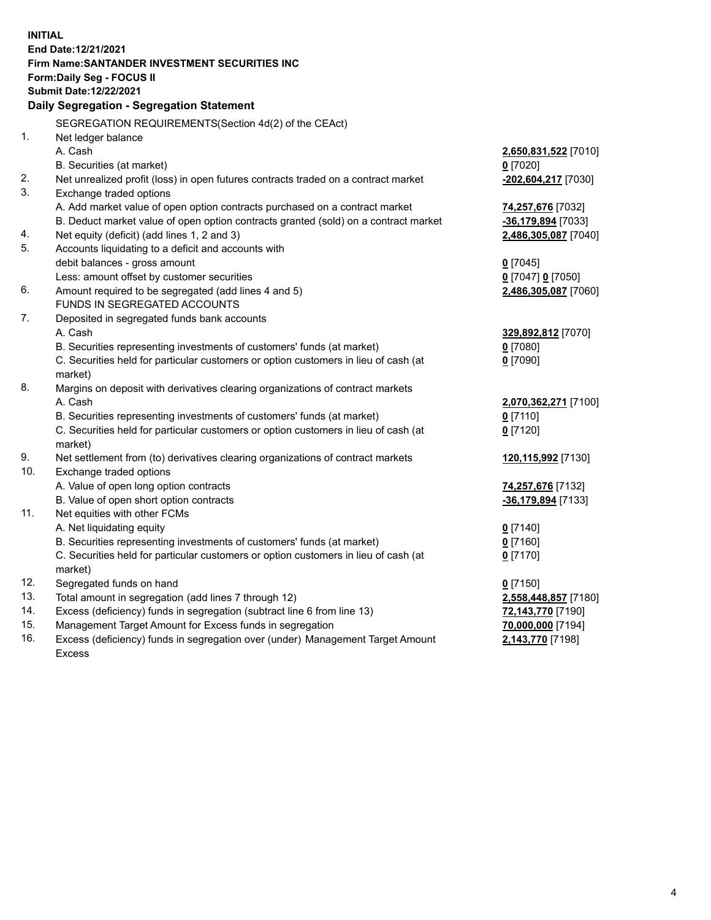**INITIAL**
**End Date:12/21/2021**
**Firm Name:SANTANDER INVESTMENT SECURITIES INC**
**Form:Daily Seg - FOCUS II**
**Submit Date:12/22/2021**

**Daily Segregation - Segregation Statement**

SEGREGATION REQUIREMENTS(Section 4d(2) of the CEAct)

| | | |
|---|---|---|
| 1. | Net ledger balance | |
| | A. Cash | **2,650,831,522** [7010] |
| | B. Securities (at market) | **0** [7020] |
| 2. | Net unrealized profit (loss) in open futures contracts traded on a contract market | **-202,604,217** [7030] |
| 3. | Exchange traded options | |
| | A. Add market value of open option contracts purchased on a contract market | **74,257,676** [7032] |
| | B. Deduct market value of open option contracts granted (sold) on a contract market | **-36,179,894** [7033] |
| 4. | Net equity (deficit) (add lines 1, 2 and 3) | **2,486,305,087** [7040] |
| 5. | Accounts liquidating to a deficit and accounts with debit balances - gross amount | **0** [7045] |
| | Less: amount offset by customer securities | **0** [7047] **0** [7050] |
| 6. | Amount required to be segregated (add lines 4 and 5) | **2,486,305,087** [7060] |
| | FUNDS IN SEGREGATED ACCOUNTS | |
| 7. | Deposited in segregated funds bank accounts | |
| | A. Cash | **329,892,812** [7070] |
| | B. Securities representing investments of customers' funds (at market) | **0** [7080] |
| | C. Securities held for particular customers or option customers in lieu of cash (at market) | **0** [7090] |
| 8. | Margins on deposit with derivatives clearing organizations of contract markets | |
| | A. Cash | **2,070,362,271** [7100] |
| | B. Securities representing investments of customers' funds (at market) | **0** [7110] |
| | C. Securities held for particular customers or option customers in lieu of cash (at market) | **0** [7120] |
| 9. | Net settlement from (to) derivatives clearing organizations of contract markets | **120,115,992** [7130] |
| 10. | Exchange traded options | |
| | A. Value of open long option contracts | **74,257,676** [7132] |
| | B. Value of open short option contracts | **-36,179,894** [7133] |
| 11. | Net equities with other FCMs | |
| | A. Net liquidating equity | **0** [7140] |
| | B. Securities representing investments of customers' funds (at market) | **0** [7160] |
| | C. Securities held for particular customers or option customers in lieu of cash (at market) | **0** [7170] |
| 12. | Segregated funds on hand | **0** [7150] |
| 13. | Total amount in segregation (add lines 7 through 12) | **2,558,448,857** [7180] |
| 14. | Excess (deficiency) funds in segregation (subtract line 6 from line 13) | **72,143,770** [7190] |
| 15. | Management Target Amount for Excess funds in segregation | **70,000,000** [7194] |
| 16. | Excess (deficiency) funds in segregation over (under) Management Target Amount Excess | **2,143,770** [7198] |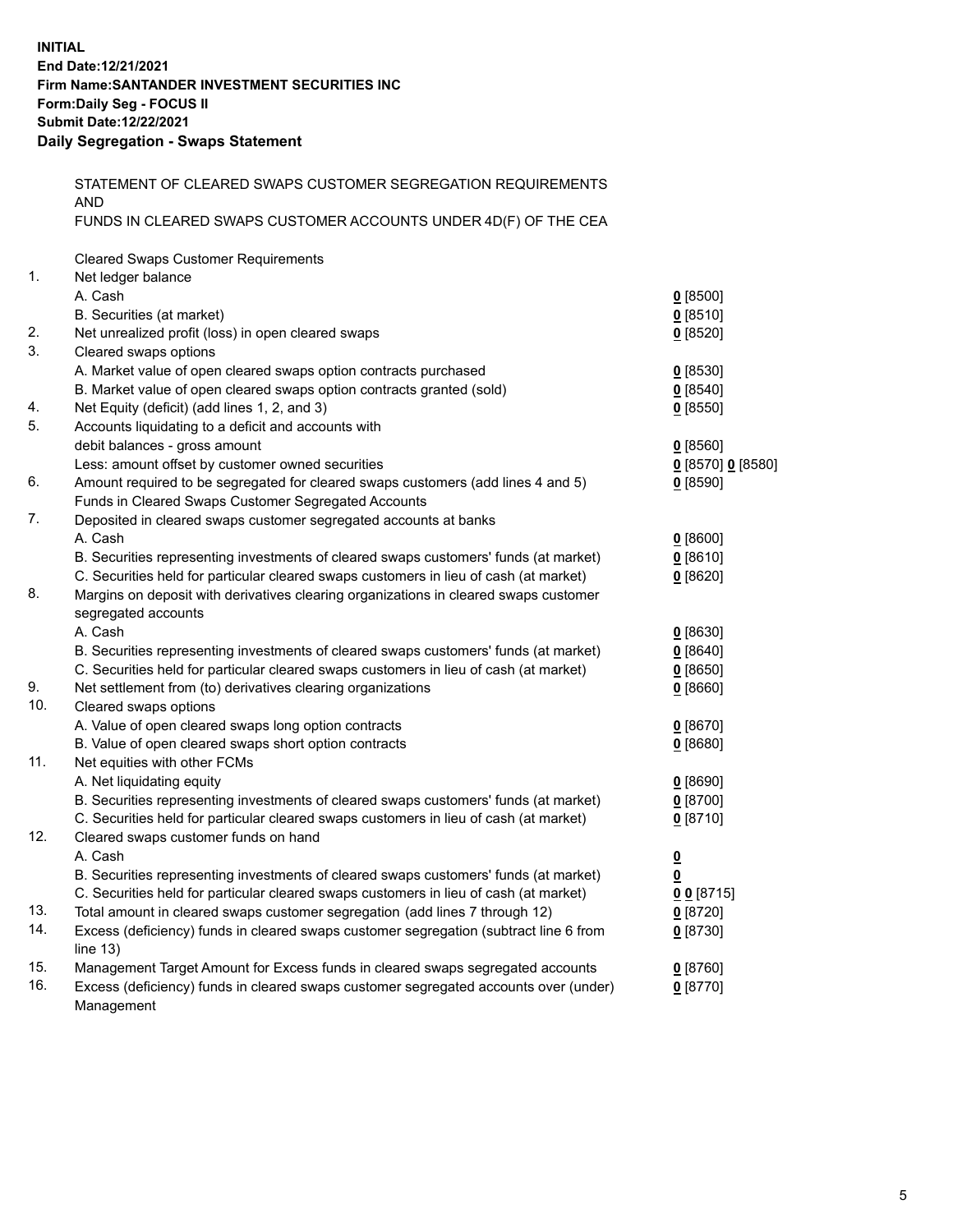**INITIAL**
**End Date:12/21/2021**
**Firm Name:SANTANDER INVESTMENT SECURITIES INC**
**Form:Daily Seg - FOCUS II**
**Submit Date:12/22/2021**
**Daily Segregation - Swaps Statement**

STATEMENT OF CLEARED SWAPS CUSTOMER SEGREGATION REQUIREMENTS AND FUNDS IN CLEARED SWAPS CUSTOMER ACCOUNTS UNDER 4D(F) OF THE CEA

| | | |
|---|---|---|
| | Cleared Swaps Customer Requirements | |
| 1. | Net ledger balance | |
| | A. Cash | 0 [8500] |
| | B. Securities (at market) | 0 [8510] |
| 2. | Net unrealized profit (loss) in open cleared swaps | 0 [8520] |
| 3. | Cleared swaps options | |
| | A. Market value of open cleared swaps option contracts purchased | 0 [8530] |
| | B. Market value of open cleared swaps option contracts granted (sold) | 0 [8540] |
| 4. | Net Equity (deficit) (add lines 1, 2, and 3) | 0 [8550] |
| 5. | Accounts liquidating to a deficit and accounts with debit balances - gross amount | 0 [8560] |
| | Less: amount offset by customer owned securities | 0 [8570] 0 [8580] |
| 6. | Amount required to be segregated for cleared swaps customers (add lines 4 and 5) | 0 [8590] |
| | Funds in Cleared Swaps Customer Segregated Accounts | |
| 7. | Deposited in cleared swaps customer segregated accounts at banks | |
| | A. Cash | 0 [8600] |
| | B. Securities representing investments of cleared swaps customers' funds (at market) | 0 [8610] |
| | C. Securities held for particular cleared swaps customers in lieu of cash (at market) | 0 [8620] |
| 8. | Margins on deposit with derivatives clearing organizations in cleared swaps customer segregated accounts | |
| | A. Cash | 0 [8630] |
| | B. Securities representing investments of cleared swaps customers' funds (at market) | 0 [8640] |
| | C. Securities held for particular cleared swaps customers in lieu of cash (at market) | 0 [8650] |
| 9. | Net settlement from (to) derivatives clearing organizations | 0 [8660] |
| 10. | Cleared swaps options | |
| | A. Value of open cleared swaps long option contracts | 0 [8670] |
| | B. Value of open cleared swaps short option contracts | 0 [8680] |
| 11. | Net equities with other FCMs | |
| | A. Net liquidating equity | 0 [8690] |
| | B. Securities representing investments of cleared swaps customers' funds (at market) | 0 [8700] |
| | C. Securities held for particular cleared swaps customers in lieu of cash (at market) | 0 [8710] |
| 12. | Cleared swaps customer funds on hand | |
| | A. Cash | 0 |
| | B. Securities representing investments of cleared swaps customers' funds (at market) | 0 |
| | C. Securities held for particular cleared swaps customers in lieu of cash (at market) | 0 0 [8715] |
| 13. | Total amount in cleared swaps customer segregation (add lines 7 through 12) | 0 [8720] |
| 14. | Excess (deficiency) funds in cleared swaps customer segregation (subtract line 6 from line 13) | 0 [8730] |
| 15. | Management Target Amount for Excess funds in cleared swaps segregated accounts | 0 [8760] |
| 16. | Excess (deficiency) funds in cleared swaps customer segregated accounts over (under) Management | 0 [8770] |